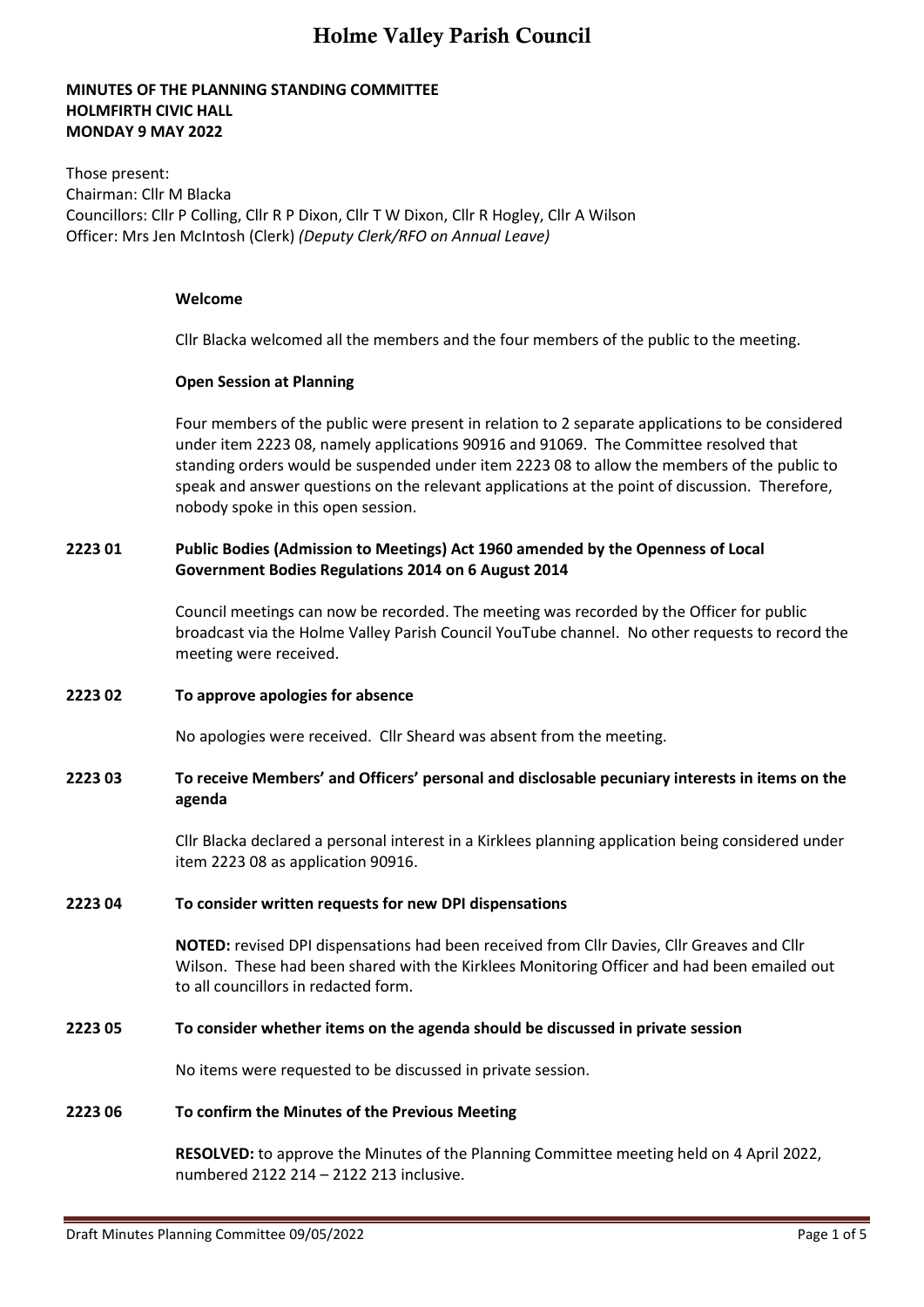# Holme Valley Parish Council

**MINUTES OF THE PLANNING STANDING COMMITTEE**
**HOLMFIRTH CIVIC HALL**
**MONDAY 9 MAY 2022**

Those present:
Chairman: Cllr M Blacka
Councillors: Cllr P Colling, Cllr R P Dixon, Cllr T W Dixon, Cllr R Hogley, Cllr A Wilson
Officer: Mrs Jen McIntosh (Clerk) *(Deputy Clerk/RFO on Annual Leave)*

**Welcome**

Cllr Blacka welcomed all the members and the four members of the public to the meeting.

**Open Session at Planning**

Four members of the public were present in relation to 2 separate applications to be considered under item 2223 08, namely applications 90916 and 91069. The Committee resolved that standing orders would be suspended under item 2223 08 to allow the members of the public to speak and answer questions on the relevant applications at the point of discussion. Therefore, nobody spoke in this open session.

**2223 01 Public Bodies (Admission to Meetings) Act 1960 amended by the Openness of Local Government Bodies Regulations 2014 on 6 August 2014**

Council meetings can now be recorded. The meeting was recorded by the Officer for public broadcast via the Holme Valley Parish Council YouTube channel. No other requests to record the meeting were received.

**2223 02 To approve apologies for absence**

No apologies were received. Cllr Sheard was absent from the meeting.

**2223 03 To receive Members' and Officers' personal and disclosable pecuniary interests in items on the agenda**

Cllr Blacka declared a personal interest in a Kirklees planning application being considered under item 2223 08 as application 90916.

**2223 04 To consider written requests for new DPI dispensations**

**NOTED:** revised DPI dispensations had been received from Cllr Davies, Cllr Greaves and Cllr Wilson. These had been shared with the Kirklees Monitoring Officer and had been emailed out to all councillors in redacted form.

**2223 05 To consider whether items on the agenda should be discussed in private session**

No items were requested to be discussed in private session.

**2223 06 To confirm the Minutes of the Previous Meeting**

**RESOLVED:** to approve the Minutes of the Planning Committee meeting held on 4 April 2022, numbered 2122 214 – 2122 213 inclusive.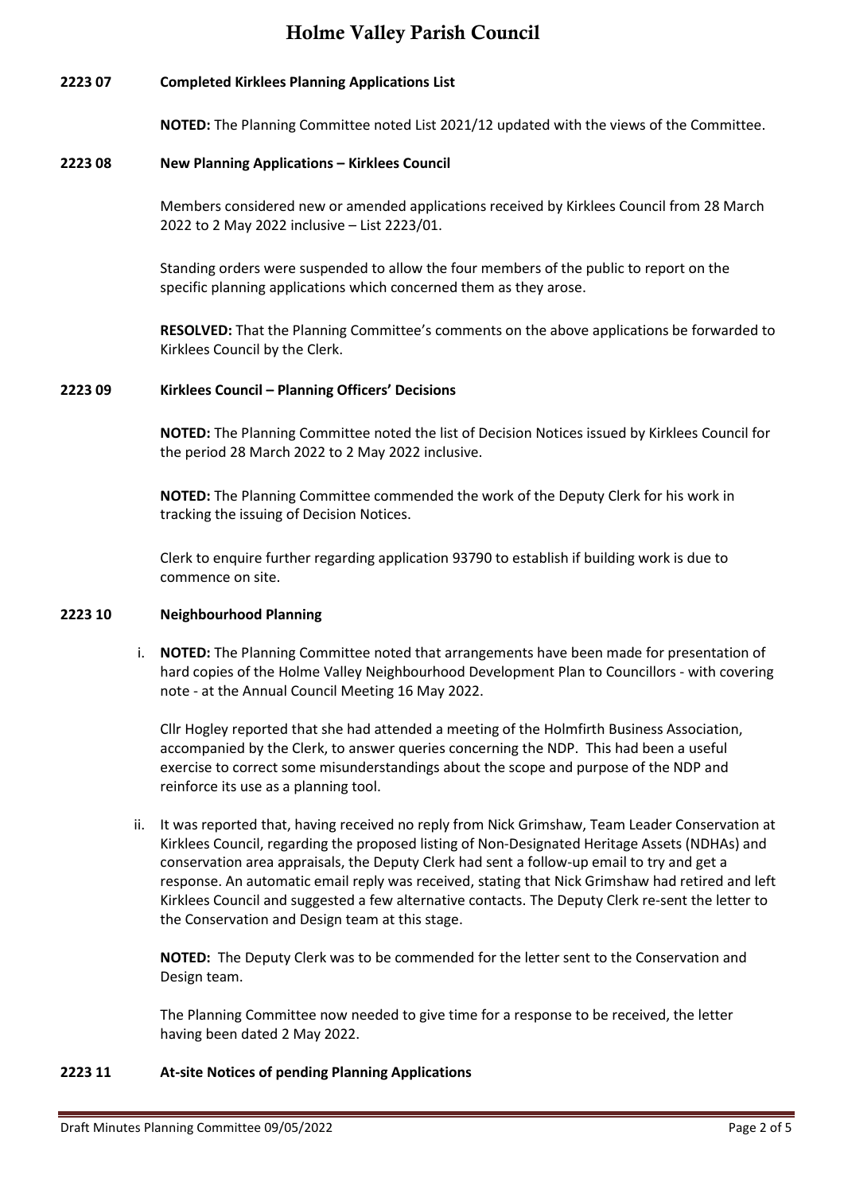**2223 07 Completed Kirklees Planning Applications List**

**NOTED:** The Planning Committee noted List 2021/12 updated with the views of the Committee.

**2223 08 New Planning Applications – Kirklees Council**

Members considered new or amended applications received by Kirklees Council from 28 March 2022 to 2 May 2022 inclusive – List 2223/01.

Standing orders were suspended to allow the four members of the public to report on the specific planning applications which concerned them as they arose.

**RESOLVED:** That the Planning Committee's comments on the above applications be forwarded to Kirklees Council by the Clerk.

**2223 09 Kirklees Council – Planning Officers' Decisions**

**NOTED:** The Planning Committee noted the list of Decision Notices issued by Kirklees Council for the period 28 March 2022 to 2 May 2022 inclusive.

**NOTED:** The Planning Committee commended the work of the Deputy Clerk for his work in tracking the issuing of Decision Notices.

Clerk to enquire further regarding application 93790 to establish if building work is due to commence on site.

**2223 10 Neighbourhood Planning**

i. **NOTED:** The Planning Committee noted that arrangements have been made for presentation of hard copies of the Holme Valley Neighbourhood Development Plan to Councillors - with covering note - at the Annual Council Meeting 16 May 2022.

   Cllr Hogley reported that she had attended a meeting of the Holmfirth Business Association, accompanied by the Clerk, to answer queries concerning the NDP. This had been a useful exercise to correct some misunderstandings about the scope and purpose of the NDP and reinforce its use as a planning tool.

ii. It was reported that, having received no reply from Nick Grimshaw, Team Leader Conservation at Kirklees Council, regarding the proposed listing of Non-Designated Heritage Assets (NDHAs) and conservation area appraisals, the Deputy Clerk had sent a follow-up email to try and get a response. An automatic email reply was received, stating that Nick Grimshaw had retired and left Kirklees Council and suggested a few alternative contacts. The Deputy Clerk re-sent the letter to the Conservation and Design team at this stage.

   **NOTED:** The Deputy Clerk was to be commended for the letter sent to the Conservation and Design team.

   The Planning Committee now needed to give time for a response to be received, the letter having been dated 2 May 2022.

**2223 11 At-site Notices of pending Planning Applications**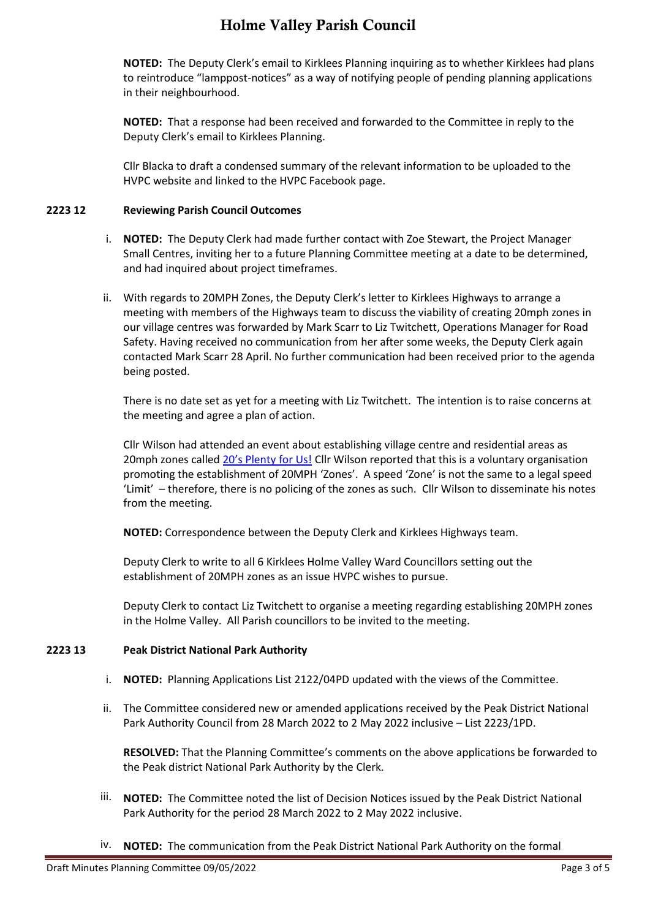**NOTED:** The Deputy Clerk's email to Kirklees Planning inquiring as to whether Kirklees had plans to reintroduce "lamppost-notices" as a way of notifying people of pending planning applications in their neighbourhood.

**NOTED:** That a response had been received and forwarded to the Committee in reply to the Deputy Clerk's email to Kirklees Planning.

Cllr Blacka to draft a condensed summary of the relevant information to be uploaded to the HVPC website and linked to the HVPC Facebook page.

## 2223 12 Reviewing Parish Council Outcomes

i. **NOTED:** The Deputy Clerk had made further contact with Zoe Stewart, the Project Manager Small Centres, inviting her to a future Planning Committee meeting at a date to be determined, and had inquired about project timeframes.

ii. With regards to 20MPH Zones, the Deputy Clerk's letter to Kirklees Highways to arrange a meeting with members of the Highways team to discuss the viability of creating 20mph zones in our village centres was forwarded by Mark Scarr to Liz Twitchett, Operations Manager for Road Safety. Having received no communication from her after some weeks, the Deputy Clerk again contacted Mark Scarr 28 April. No further communication had been received prior to the agenda being posted.

   There is no date set as yet for a meeting with Liz Twitchett. The intention is to raise concerns at the meeting and agree a plan of action.

   Cllr Wilson had attended an event about establishing village centre and residential areas as 20mph zones called 20's Plenty for Us! Cllr Wilson reported that this is a voluntary organisation promoting the establishment of 20MPH 'Zones'. A speed 'Zone' is not the same to a legal speed 'Limit' – therefore, there is no policing of the zones as such. Cllr Wilson to disseminate his notes from the meeting.

   **NOTED:** Correspondence between the Deputy Clerk and Kirklees Highways team.

   Deputy Clerk to write to all 6 Kirklees Holme Valley Ward Councillors setting out the establishment of 20MPH zones as an issue HVPC wishes to pursue.

   Deputy Clerk to contact Liz Twitchett to organise a meeting regarding establishing 20MPH zones in the Holme Valley. All Parish councillors to be invited to the meeting.

## 2223 13 Peak District National Park Authority

i. **NOTED:** Planning Applications List 2122/04PD updated with the views of the Committee.

ii. The Committee considered new or amended applications received by the Peak District National Park Authority Council from 28 March 2022 to 2 May 2022 inclusive – List 2223/1PD.

   **RESOLVED:** That the Planning Committee's comments on the above applications be forwarded to the Peak district National Park Authority by the Clerk.

iii. **NOTED:** The Committee noted the list of Decision Notices issued by the Peak District National Park Authority for the period 28 March 2022 to 2 May 2022 inclusive.

iv. **NOTED:** The communication from the Peak District National Park Authority on the formal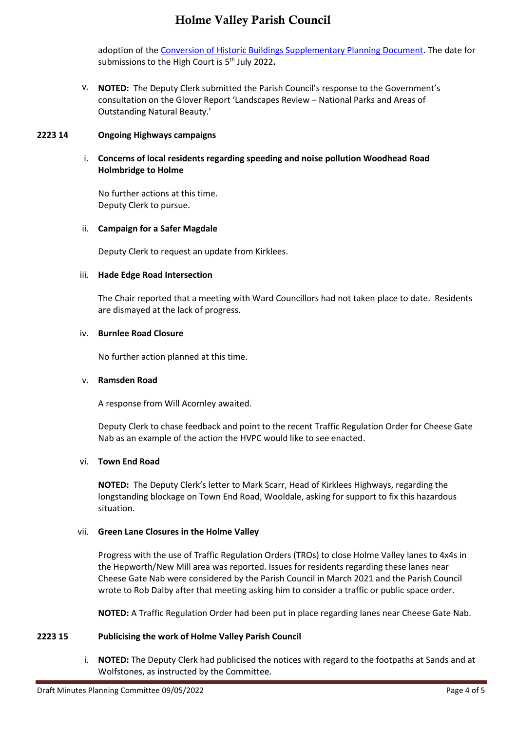adoption of the [Conversion of Historic Buildings Supplementary Planning Document](). The date for submissions to the High Court is 5th July 2022**.**

v. **NOTED:** The Deputy Clerk submitted the Parish Council's response to the Government's consultation on the Glover Report 'Landscapes Review – National Parks and Areas of Outstanding Natural Beauty.'

**2223 14 Ongoing Highways campaigns**

i. **Concerns of local residents regarding speeding and noise pollution Woodhead Road Holmbridge to Holme**

No further actions at this time.
Deputy Clerk to pursue.

ii. **Campaign for a Safer Magdale**

Deputy Clerk to request an update from Kirklees.

iii. **Hade Edge Road Intersection**

The Chair reported that a meeting with Ward Councillors had not taken place to date. Residents are dismayed at the lack of progress.

iv. **Burnlee Road Closure**

No further action planned at this time.

v. **Ramsden Road**

A response from Will Acornley awaited.

Deputy Clerk to chase feedback and point to the recent Traffic Regulation Order for Cheese Gate Nab as an example of the action the HVPC would like to see enacted.

vi. **Town End Road**

**NOTED:** The Deputy Clerk's letter to Mark Scarr, Head of Kirklees Highways, regarding the longstanding blockage on Town End Road, Wooldale, asking for support to fix this hazardous situation.

vii. **Green Lane Closures in the Holme Valley**

Progress with the use of Traffic Regulation Orders (TROs) to close Holme Valley lanes to 4x4s in the Hepworth/New Mill area was reported. Issues for residents regarding these lanes near Cheese Gate Nab were considered by the Parish Council in March 2021 and the Parish Council wrote to Rob Dalby after that meeting asking him to consider a traffic or public space order.

**NOTED:** A Traffic Regulation Order had been put in place regarding lanes near Cheese Gate Nab.

**2223 15 Publicising the work of Holme Valley Parish Council**

i. **NOTED:** The Deputy Clerk had publicised the notices with regard to the footpaths at Sands and at Wolfstones, as instructed by the Committee.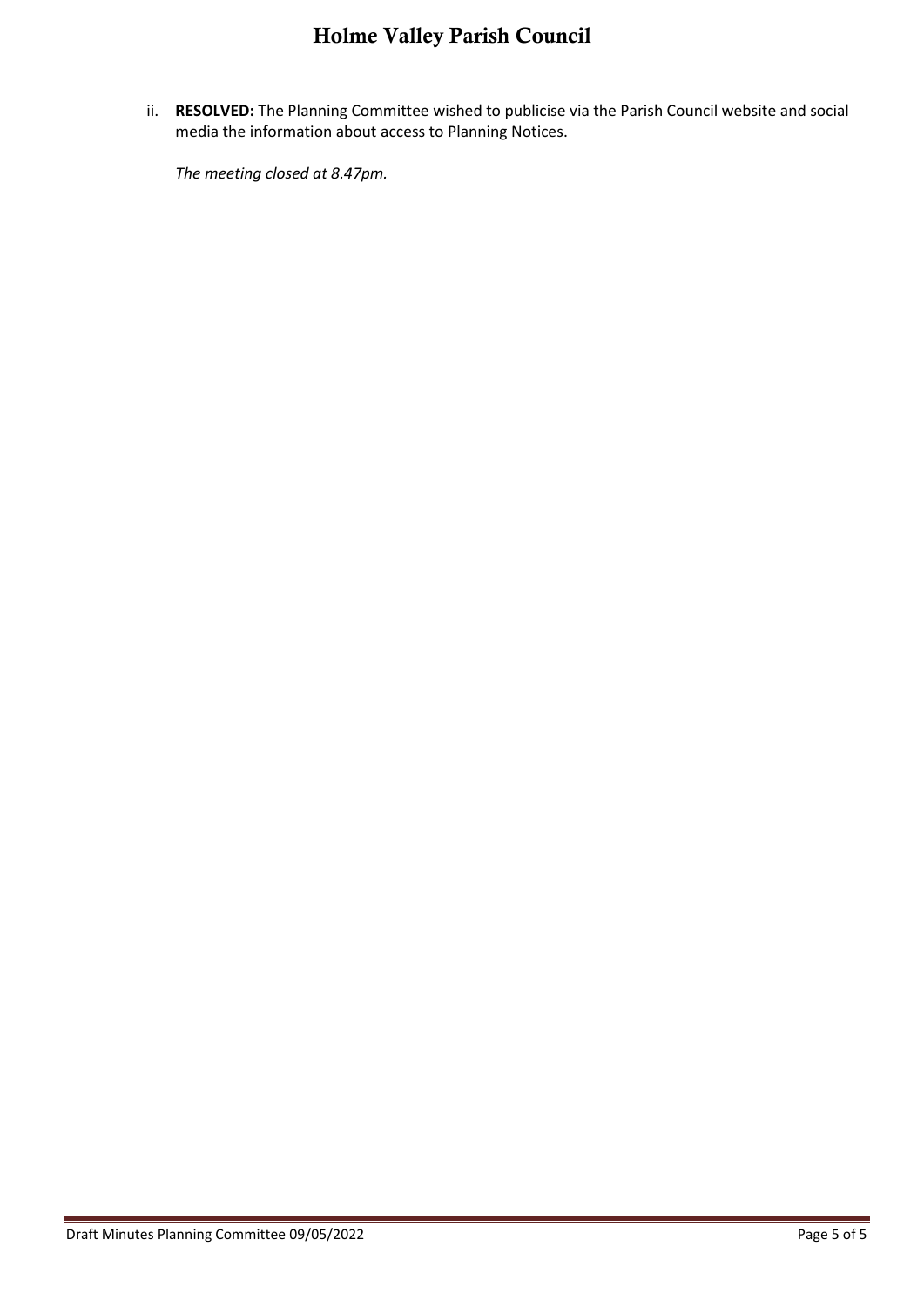ii. **RESOLVED:** The Planning Committee wished to publicise via the Parish Council website and social media the information about access to Planning Notices.

*The meeting closed at 8.47pm.*